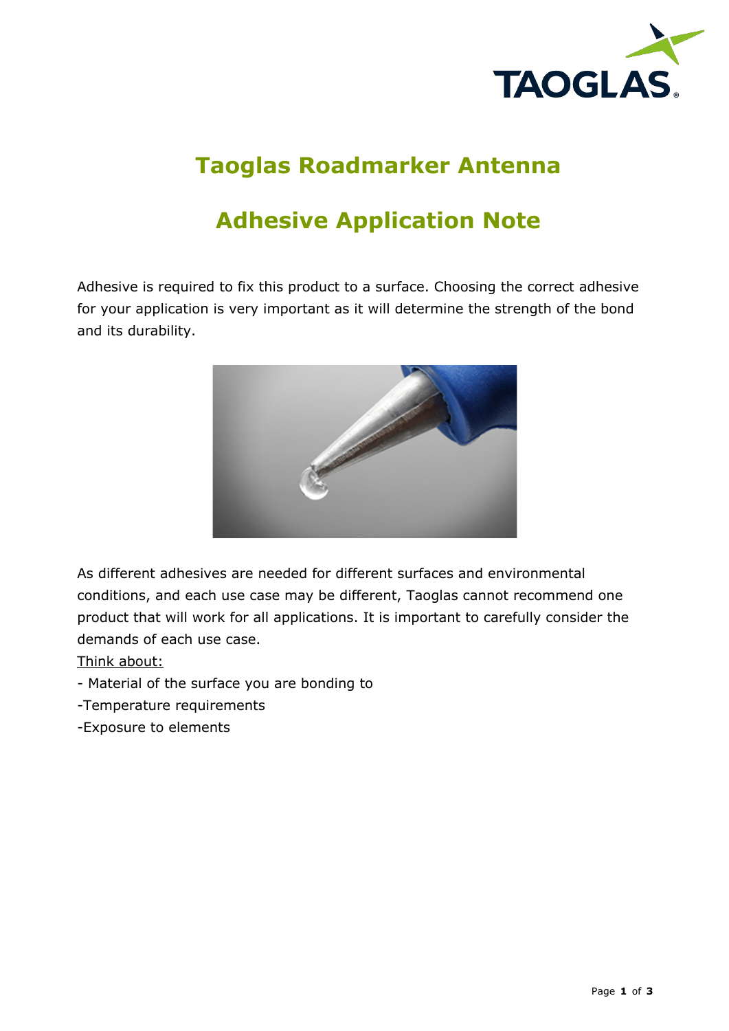# Taoglas Roadmarker Antenna

# Adhesive Application Note

Adhesive is required to fix this product to a surface. Choosing the correct adhesive for your application is very important as it will determine the strength of the bond and its durability.

As different adhesives are needed for different surfaces and environmental conditions, and each use case may be different, Taoglas cannot recommend one product that will work for all applications. It is important to carefully consider the demands of each use case.

Think about:

- Material of the surface you are bonding to
- Temperature requirements
- Exposure to elements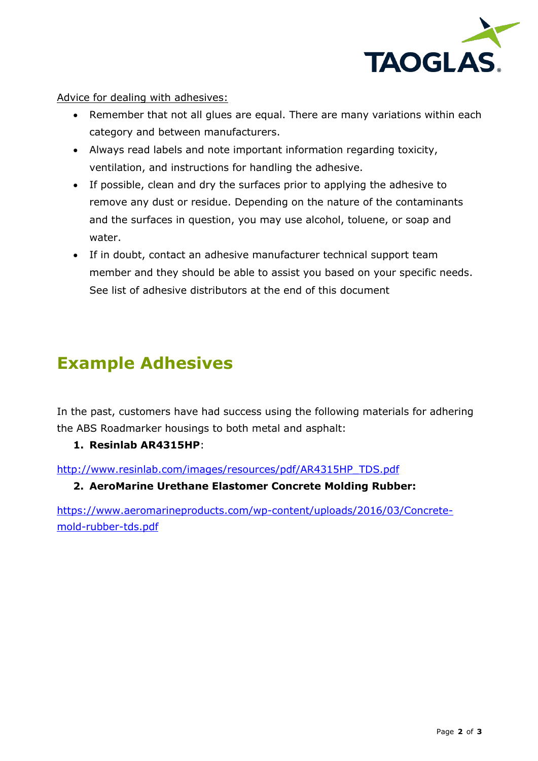Advice for dealing with adhesives:

- Remember that not all glues are equal. There are many variations within each category and between manufacturers.
- Always read labels and note important information regarding toxicity, ventilation, and instructions for handling the adhesive.
- If possible, clean and dry the surfaces prior to applying the adhesive to remove any dust or residue. Depending on the nature of the contaminants and the surfaces in question, you may use alcohol, toluene, or soap and water.
- If in doubt, contact an adhesive manufacturer technical support team member and they should be able to assist you based on your specific needs. See list of adhesive distributors at the end of this document

# Example Adhesives

In the past, customers have had success using the following materials for adhering the ABS Roadmarker housings to both metal and asphalt:

1. **Resinlab AR4315HP**:

http://www.resinlab.com/images/resources/pdf/AR4315HP_TDS.pdf

2. **AeroMarine Urethane Elastomer Concrete Molding Rubber:**

https://www.aeromarineproducts.com/wp-content/uploads/2016/03/Concrete-mold-rubber-tds.pdf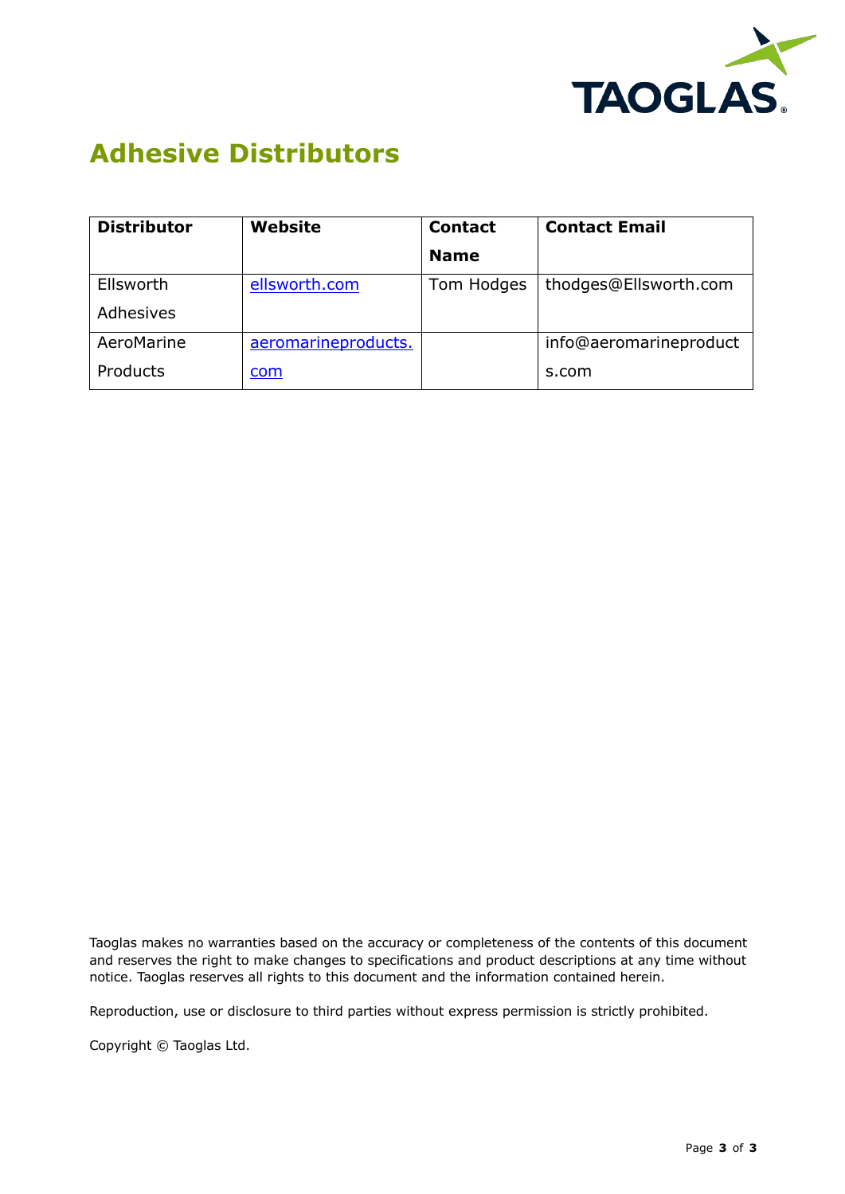# Adhesive Distributors

| Distributor | Website | Contact Name | Contact Email |
|---|---|---|---|
| Ellsworth Adhesives | [ellsworth.com](ellsworth.com) | Tom Hodges | thodges@Ellsworth.com |
| AeroMarine Products | [aeromarineproducts.com](aeromarineproducts.com) | | info@aeromarineproducts.com |

Taoglas makes no warranties based on the accuracy or completeness of the contents of this document and reserves the right to make changes to specifications and product descriptions at any time without notice. Taoglas reserves all rights to this document and the information contained herein.

Reproduction, use or disclosure to third parties without express permission is strictly prohibited.

Copyright © Taoglas Ltd.